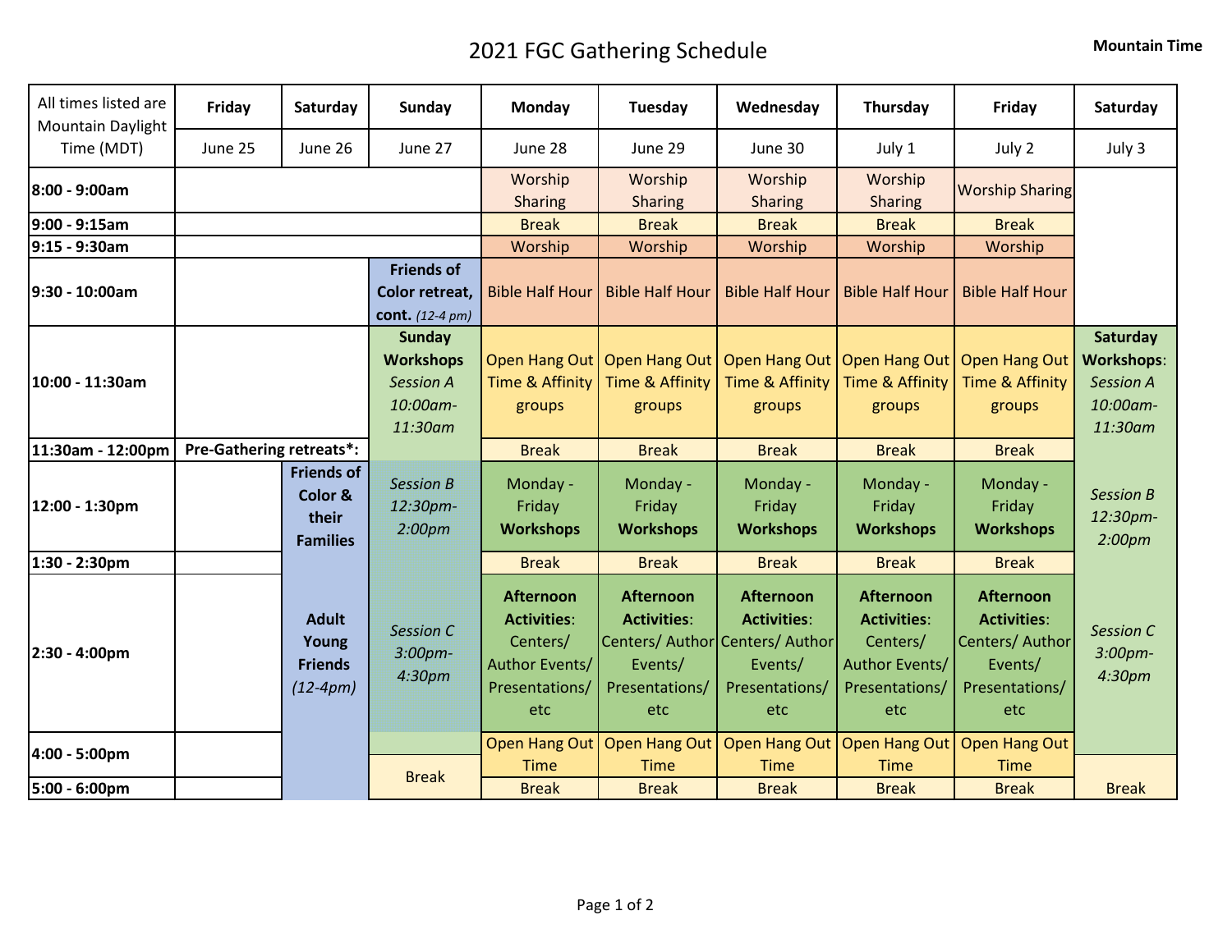# 2021 FGC Gathering Schedule

**Mountain Time**

| All times listed are Mountain Daylight Time (MDT) | Friday | Saturday | Sunday | Monday | Tuesday | Wednesday | Thursday | Friday | Saturday |
|---|---|---|---|---|---|---|---|---|---|
| | June 25 | June 26 | June 27 | June 28 | June 29 | June 30 | July 1 | July 2 | July 3 |
| **8:00 - 9:00am** | | | | Worship Sharing | Worship Sharing | Worship Sharing | Worship Sharing | Worship Sharing | |
| **9:00 - 9:15am** | | | | Break | Break | Break | Break | Break | |
| **9:15 - 9:30am** | | | | Worship | Worship | Worship | Worship | Worship | |
| **9:30 - 10:00am** | | | **Friends of Color retreat, cont.** *(12-4 pm)* | Bible Half Hour | Bible Half Hour | Bible Half Hour | Bible Half Hour | Bible Half Hour | |
| **10:00 - 11:30am** | | | **Sunday Workshops** *Session A 10:00am-11:30am* | Open Hang Out Time & Affinity groups | Open Hang Out Time & Affinity groups | Open Hang Out Time & Affinity groups | Open Hang Out Time & Affinity groups | Open Hang Out Time & Affinity groups | **Saturday Workshops**: *Session A 10:00am-11:30am* |
| **11:30am - 12:00pm** | **Pre-Gathering retreats*:** | | | Break | Break | Break | Break | Break | |
| **12:00 - 1:30pm** | | **Friends of Color & their Families** | *Session B 12:30pm-2:00pm* | Monday - Friday **Workshops** | Monday - Friday **Workshops** | Monday - Friday **Workshops** | Monday - Friday **Workshops** | Monday - Friday **Workshops** | *Session B 12:30pm-2:00pm* |
| **1:30 - 2:30pm** | | | | Break | Break | Break | Break | Break | |
| **2:30 - 4:00pm** | | **Adult Young Friends** *(12-4pm)* | *Session C 3:00pm-4:30pm* | **Afternoon Activities**: Centers/ Author Events/ Presentations/ etc | **Afternoon Activities**: Centers/ Author Events/ Presentations/ etc | **Afternoon Activities**: Centers/ Author Events/ Presentations/ etc | **Afternoon Activities**: Centers/ Author Events/ Presentations/ etc | **Afternoon Activities**: Centers/ Author Events/ Presentations/ etc | *Session C 3:00pm-4:30pm* |
| **4:00 - 5:00pm** | | | Break | Open Hang Out Time | Open Hang Out Time | Open Hang Out Time | Open Hang Out Time | Open Hang Out Time | |
| **5:00 - 6:00pm** | | | | Break | Break | Break | Break | Break | Break |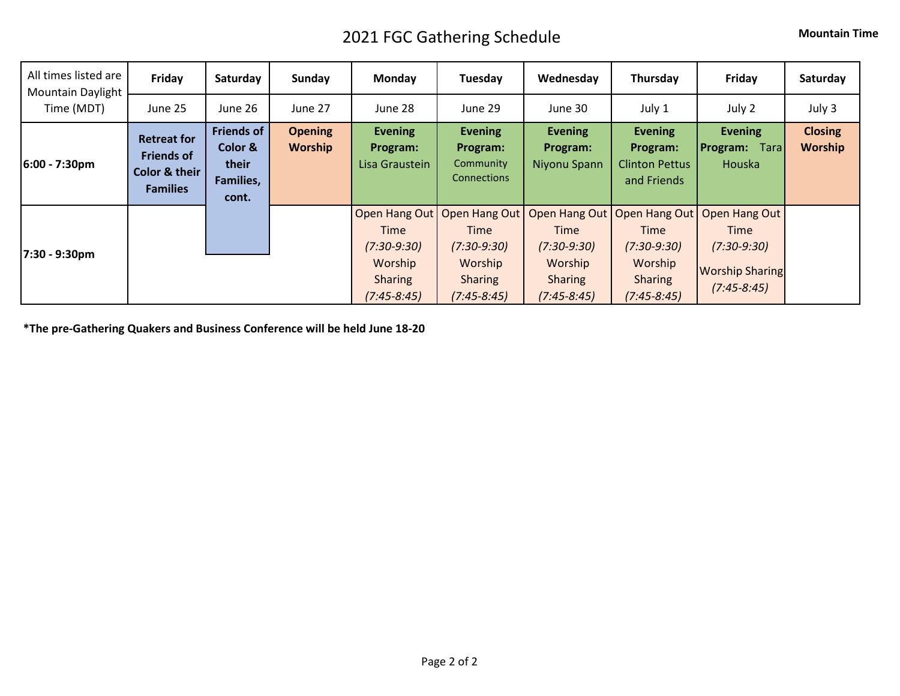# 2021 FGC Gathering Schedule

**Mountain Time**

| All times listed are Mountain Daylight Time (MDT) | Friday | Saturday | Sunday | Monday | Tuesday | Wednesday | Thursday | Friday | Saturday |
|---|---|---|---|---|---|---|---|---|---|
| | June 25 | June 26 | June 27 | June 28 | June 29 | June 30 | July 1 | July 2 | July 3 |
| **6:00 - 7:30pm** | **Retreat for Friends of Color & their Families** | **Friends of Color & their Families, cont.** | **Opening Worship** | **Evening Program:** Lisa Graustein | **Evening Program:** Community Connections | **Evening Program:** Niyonu Spann | **Evening Program:** Clinton Pettus and Friends | **Evening Program:** Tara Houska | **Closing Worship** |
| **7:30 - 9:30pm** | | | | Open Hang Out Time *(7:30-9:30)* Worship Sharing *(7:45-8:45)* | Open Hang Out Time *(7:30-9:30)* Worship Sharing *(7:45-8:45)* | Open Hang Out Time *(7:30-9:30)* Worship Sharing *(7:45-8:45)* | Open Hang Out Time *(7:30-9:30)* Worship Sharing *(7:45-8:45)* | Open Hang Out Time *(7:30-9:30)* Worship Sharing *(7:45-8:45)* | |

**\*The pre-Gathering Quakers and Business Conference will be held June 18-20**